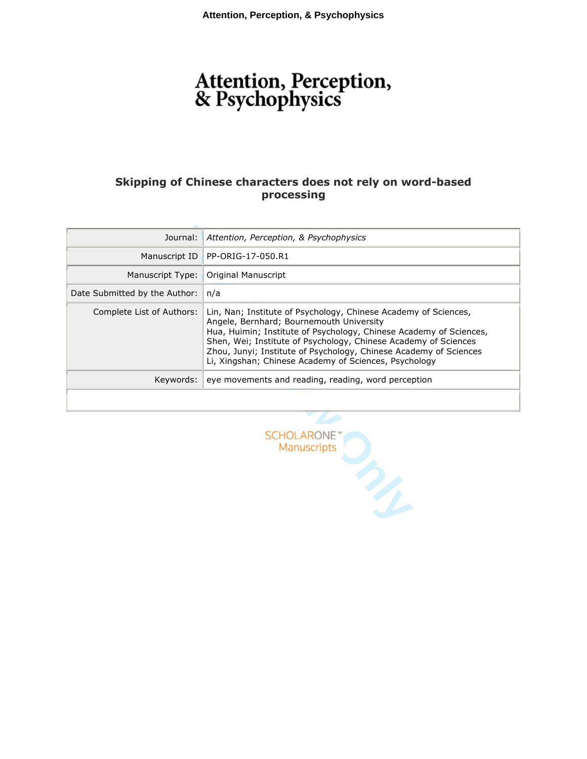# Skipping of Chinese characters does not rely on word-based processing

| | |
|---|---|
| Journal: | *Attention, Perception, & Psychophysics* |
| Manuscript ID | PP-ORIG-17-050.R1 |
| Manuscript Type: | Original Manuscript |
| Date Submitted by the Author: | n/a |
| Complete List of Authors: | Lin, Nan; Institute of Psychology, Chinese Academy of Sciences, Angele, Bernhard; Bournemouth University Hua, Huimin; Institute of Psychology, Chinese Academy of Sciences, Shen, Wei; Institute of Psychology, Chinese Academy of Sciences Zhou, Junyi; Institute of Psychology, Chinese Academy of Sciences Li, Xingshan; Chinese Academy of Sciences, Psychology |
| Keywords: | eye movements and reading, reading, word perception |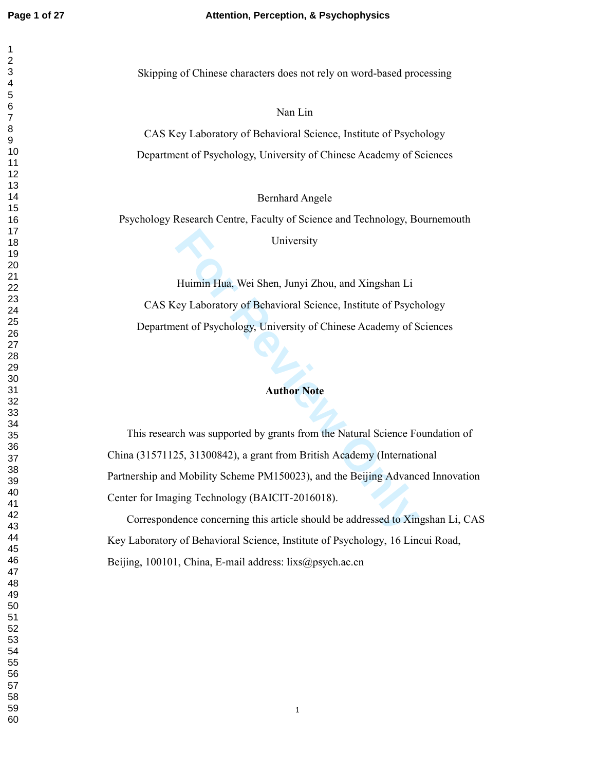Skipping of Chinese characters does not rely on word-based processing

Nan Lin

CAS Key Laboratory of Behavioral Science, Institute of Psychology

Department of Psychology, University of Chinese Academy of Sciences

Bernhard Angele

Psychology Research Centre, Faculty of Science and Technology, Bournemouth University

Huimin Hua, Wei Shen, Junyi Zhou, and Xingshan Li

CAS Key Laboratory of Behavioral Science, Institute of Psychology

Department of Psychology, University of Chinese Academy of Sciences

**Author Note**

This research was supported by grants from the Natural Science Foundation of China (31571125, 31300842), a grant from British Academy (International Partnership and Mobility Scheme PM150023), and the Beijing Advanced Innovation Center for Imaging Technology (BAICIT-2016018).

Correspondence concerning this article should be addressed to Xingshan Li, CAS Key Laboratory of Behavioral Science, Institute of Psychology, 16 Lincui Road, Beijing, 100101, China, E-mail address: lixs@psych.ac.cn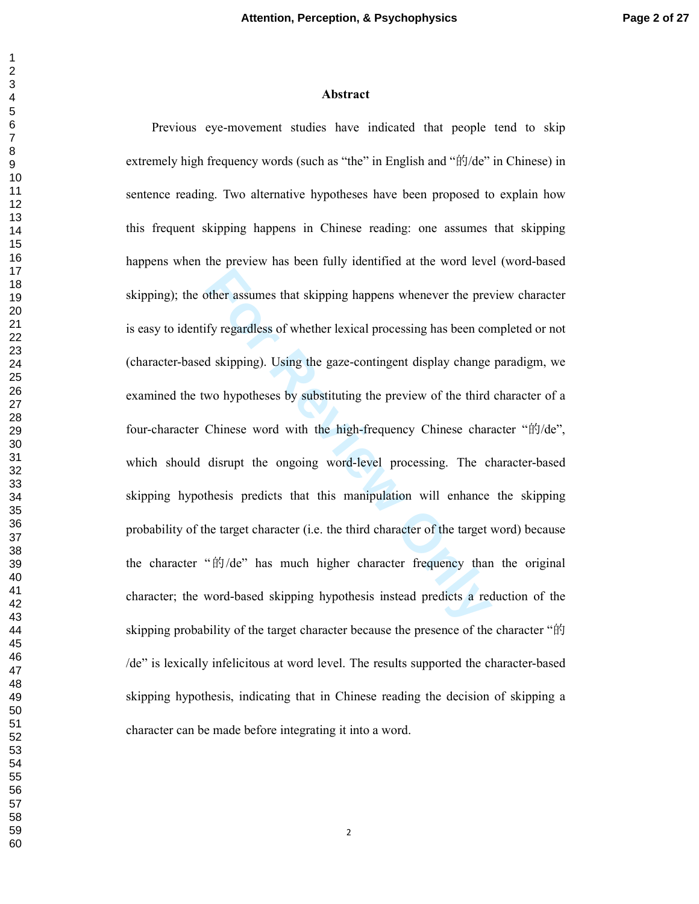# Abstract

Previous eye-movement studies have indicated that people tend to skip extremely high frequency words (such as "the" in English and "的/de" in Chinese) in sentence reading. Two alternative hypotheses have been proposed to explain how this frequent skipping happens in Chinese reading: one assumes that skipping happens when the preview has been fully identified at the word level (word-based skipping); the other assumes that skipping happens whenever the preview character is easy to identify regardless of whether lexical processing has been completed or not (character-based skipping). Using the gaze-contingent display change paradigm, we examined the two hypotheses by substituting the preview of the third character of a four-character Chinese word with the high-frequency Chinese character "的/de", which should disrupt the ongoing word-level processing. The character-based skipping hypothesis predicts that this manipulation will enhance the skipping probability of the target character (i.e. the third character of the target word) because the character "的/de" has much higher character frequency than the original character; the word-based skipping hypothesis instead predicts a reduction of the skipping probability of the target character because the presence of the character "的/de" is lexically infelicitous at word level. The results supported the character-based skipping hypothesis, indicating that in Chinese reading the decision of skipping a character can be made before integrating it into a word.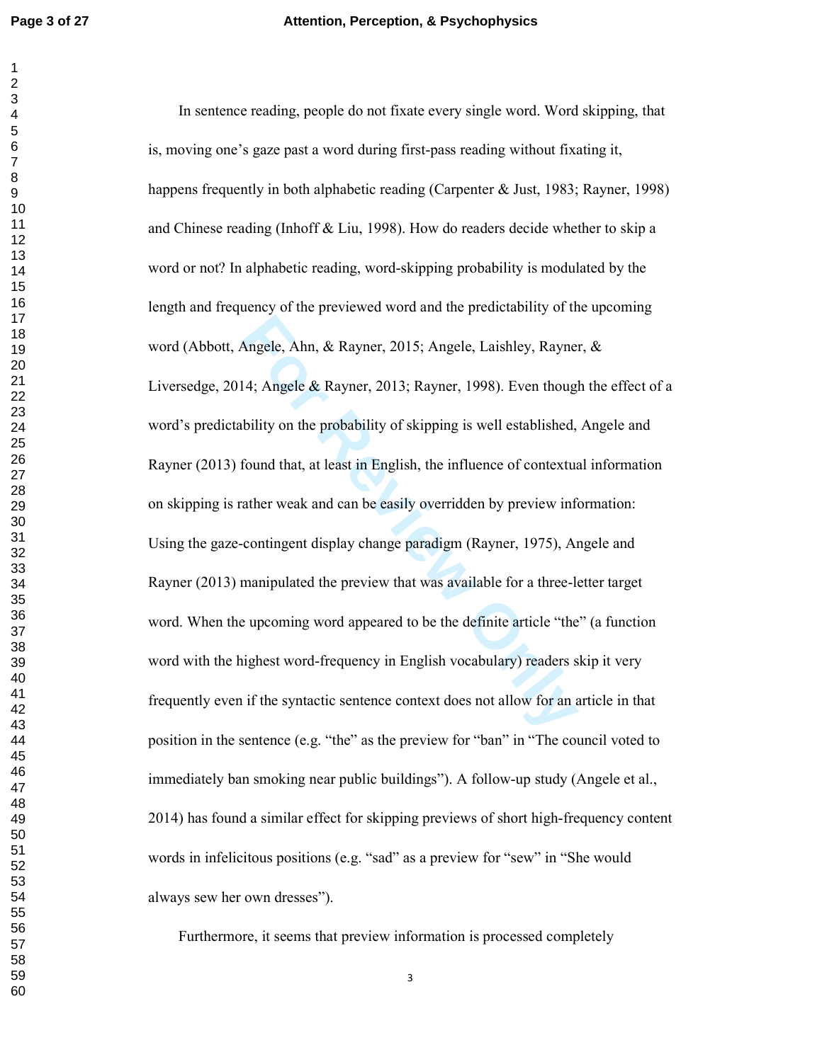In sentence reading, people do not fixate every single word. Word skipping, that is, moving one's gaze past a word during first-pass reading without fixating it, happens frequently in both alphabetic reading (Carpenter & Just, 1983; Rayner, 1998) and Chinese reading (Inhoff & Liu, 1998). How do readers decide whether to skip a word or not? In alphabetic reading, word-skipping probability is modulated by the length and frequency of the previewed word and the predictability of the upcoming word (Abbott, Angele, Ahn, & Rayner, 2015; Angele, Laishley, Rayner, & Liversedge, 2014; Angele & Rayner, 2013; Rayner, 1998). Even though the effect of a word's predictability on the probability of skipping is well established, Angele and Rayner (2013) found that, at least in English, the influence of contextual information on skipping is rather weak and can be easily overridden by preview information: Using the gaze-contingent display change paradigm (Rayner, 1975), Angele and Rayner (2013) manipulated the preview that was available for a three-letter target word. When the upcoming word appeared to be the definite article "the" (a function word with the highest word-frequency in English vocabulary) readers skip it very frequently even if the syntactic sentence context does not allow for an article in that position in the sentence (e.g. "the" as the preview for "ban" in "The council voted to immediately ban smoking near public buildings"). A follow-up study (Angele et al., 2014) has found a similar effect for skipping previews of short high-frequency content words in infelicitous positions (e.g. "sad" as a preview for "sew" in "She would always sew her own dresses").

Furthermore, it seems that preview information is processed completely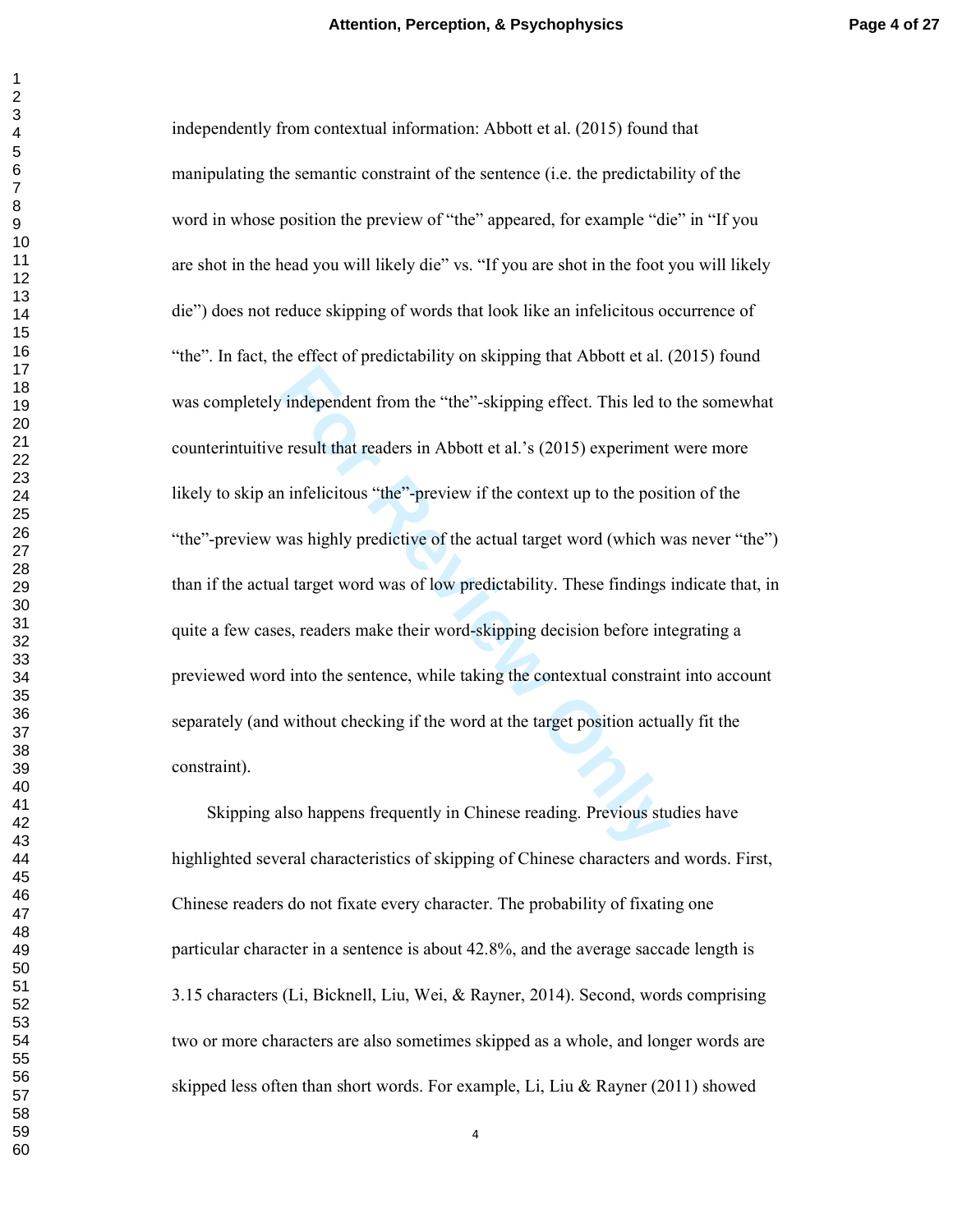independently from contextual information: Abbott et al. (2015) found that manipulating the semantic constraint of the sentence (i.e. the predictability of the word in whose position the preview of "the" appeared, for example "die" in "If you are shot in the head you will likely die" vs. "If you are shot in the foot you will likely die") does not reduce skipping of words that look like an infelicitous occurrence of "the". In fact, the effect of predictability on skipping that Abbott et al. (2015) found was completely independent from the "the"-skipping effect. This led to the somewhat counterintuitive result that readers in Abbott et al.'s (2015) experiment were more likely to skip an infelicitous "the"-preview if the context up to the position of the "the"-preview was highly predictive of the actual target word (which was never "the") than if the actual target word was of low predictability. These findings indicate that, in quite a few cases, readers make their word-skipping decision before integrating a previewed word into the sentence, while taking the contextual constraint into account separately (and without checking if the word at the target position actually fit the constraint).

Skipping also happens frequently in Chinese reading. Previous studies have highlighted several characteristics of skipping of Chinese characters and words. First, Chinese readers do not fixate every character. The probability of fixating one particular character in a sentence is about 42.8%, and the average saccade length is 3.15 characters (Li, Bicknell, Liu, Wei, & Rayner, 2014). Second, words comprising two or more characters are also sometimes skipped as a whole, and longer words are skipped less often than short words. For example, Li, Liu & Rayner (2011) showed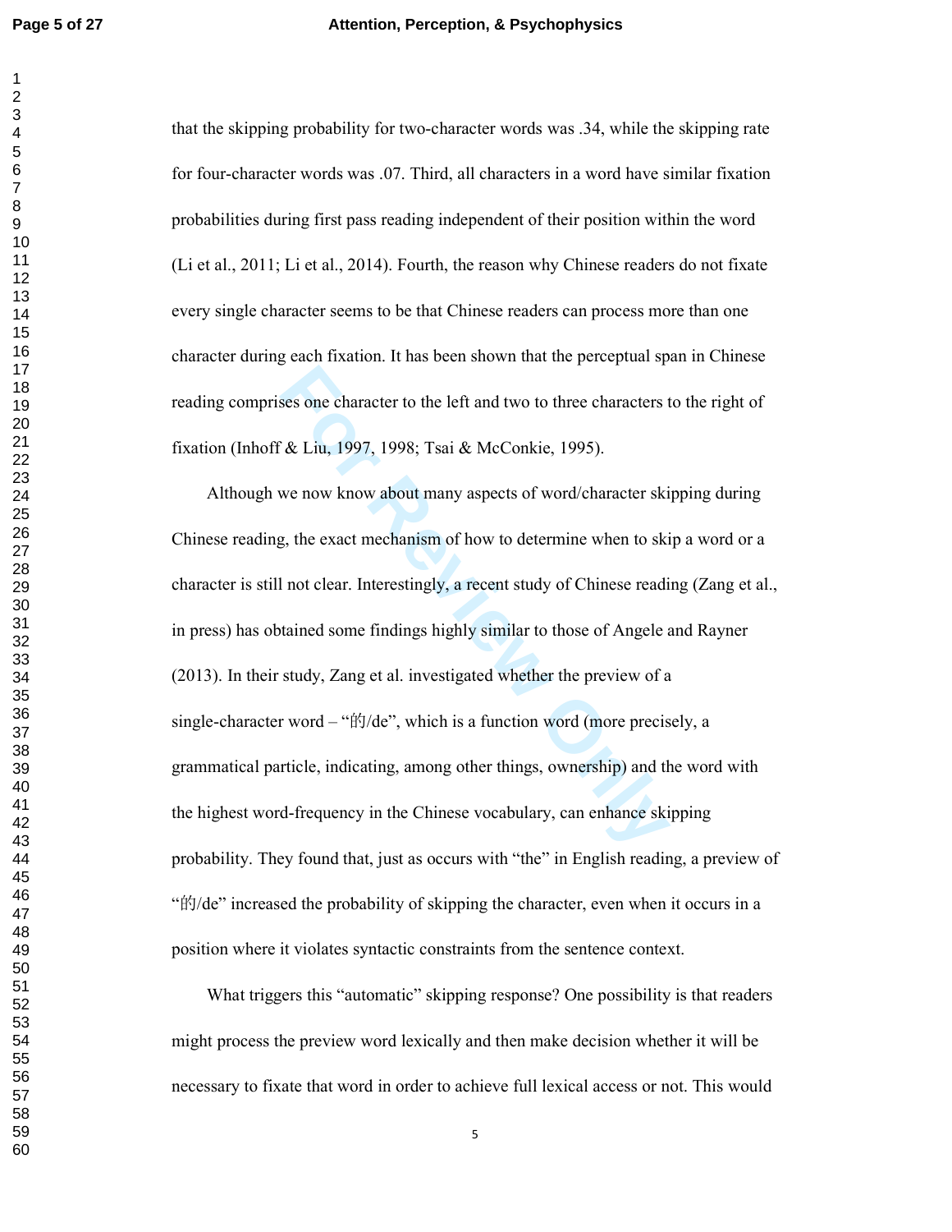that the skipping probability for two-character words was .34, while the skipping rate for four-character words was .07. Third, all characters in a word have similar fixation probabilities during first pass reading independent of their position within the word (Li et al., 2011; Li et al., 2014). Fourth, the reason why Chinese readers do not fixate every single character seems to be that Chinese readers can process more than one character during each fixation. It has been shown that the perceptual span in Chinese reading comprises one character to the left and two to three characters to the right of fixation (Inhoff & Liu, 1997, 1998; Tsai & McConkie, 1995).

Although we now know about many aspects of word/character skipping during Chinese reading, the exact mechanism of how to determine when to skip a word or a character is still not clear. Interestingly, a recent study of Chinese reading (Zang et al., in press) has obtained some findings highly similar to those of Angele and Rayner (2013). In their study, Zang et al. investigated whether the preview of a single-character word – "的/de", which is a function word (more precisely, a grammatical particle, indicating, among other things, ownership) and the word with the highest word-frequency in the Chinese vocabulary, can enhance skipping probability. They found that, just as occurs with "the" in English reading, a preview of "的/de" increased the probability of skipping the character, even when it occurs in a position where it violates syntactic constraints from the sentence context.

What triggers this "automatic" skipping response? One possibility is that readers might process the preview word lexically and then make decision whether it will be necessary to fixate that word in order to achieve full lexical access or not. This would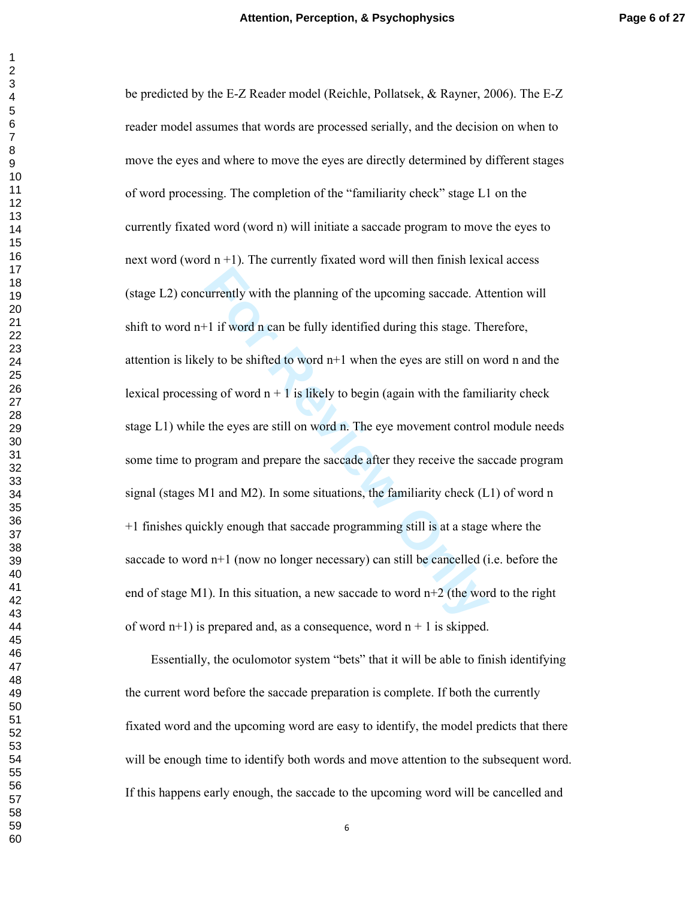be predicted by the E-Z Reader model (Reichle, Pollatsek, & Rayner, 2006). The E-Z reader model assumes that words are processed serially, and the decision on when to move the eyes and where to move the eyes are directly determined by different stages of word processing. The completion of the "familiarity check" stage L1 on the currently fixated word (word n) will initiate a saccade program to move the eyes to next word (word n +1). The currently fixated word will then finish lexical access (stage L2) concurrently with the planning of the upcoming saccade. Attention will shift to word n+1 if word n can be fully identified during this stage. Therefore, attention is likely to be shifted to word n+1 when the eyes are still on word n and the lexical processing of word n + 1 is likely to begin (again with the familiarity check stage L1) while the eyes are still on word n. The eye movement control module needs some time to program and prepare the saccade after they receive the saccade program signal (stages M1 and M2). In some situations, the familiarity check (L1) of word n +1 finishes quickly enough that saccade programming still is at a stage where the saccade to word n+1 (now no longer necessary) can still be cancelled (i.e. before the end of stage M1). In this situation, a new saccade to word n+2 (the word to the right of word n+1) is prepared and, as a consequence, word n + 1 is skipped.

Essentially, the oculomotor system "bets" that it will be able to finish identifying the current word before the saccade preparation is complete. If both the currently fixated word and the upcoming word are easy to identify, the model predicts that there will be enough time to identify both words and move attention to the subsequent word. If this happens early enough, the saccade to the upcoming word will be cancelled and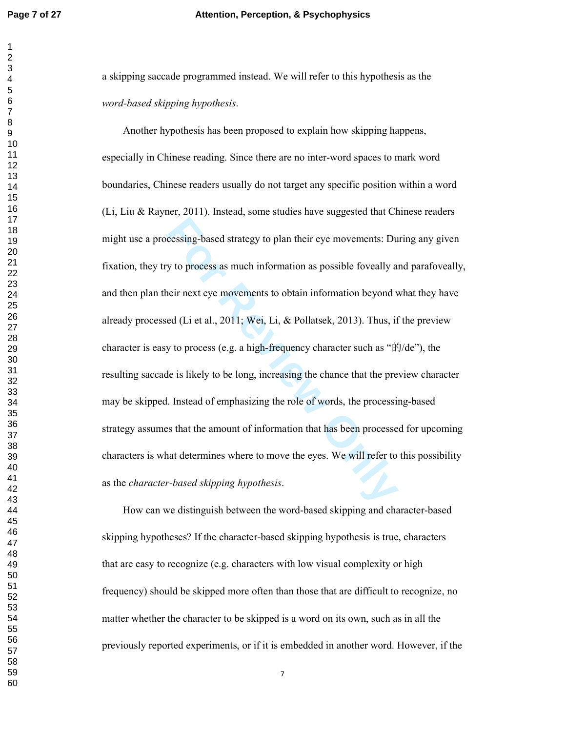a skipping saccade programmed instead. We will refer to this hypothesis as the *word-based skipping hypothesis*.

Another hypothesis has been proposed to explain how skipping happens, especially in Chinese reading. Since there are no inter-word spaces to mark word boundaries, Chinese readers usually do not target any specific position within a word (Li, Liu & Rayner, 2011). Instead, some studies have suggested that Chinese readers might use a processing-based strategy to plan their eye movements: During any given fixation, they try to process as much information as possible foveally and parafoveally, and then plan their next eye movements to obtain information beyond what they have already processed (Li et al., 2011; Wei, Li, & Pollatsek, 2013). Thus, if the preview character is easy to process (e.g. a high-frequency character such as "的/de"), the resulting saccade is likely to be long, increasing the chance that the preview character may be skipped. Instead of emphasizing the role of words, the processing-based strategy assumes that the amount of information that has been processed for upcoming characters is what determines where to move the eyes. We will refer to this possibility as the *character-based skipping hypothesis*.

How can we distinguish between the word-based skipping and character-based skipping hypotheses? If the character-based skipping hypothesis is true, characters that are easy to recognize (e.g. characters with low visual complexity or high frequency) should be skipped more often than those that are difficult to recognize, no matter whether the character to be skipped is a word on its own, such as in all the previously reported experiments, or if it is embedded in another word. However, if the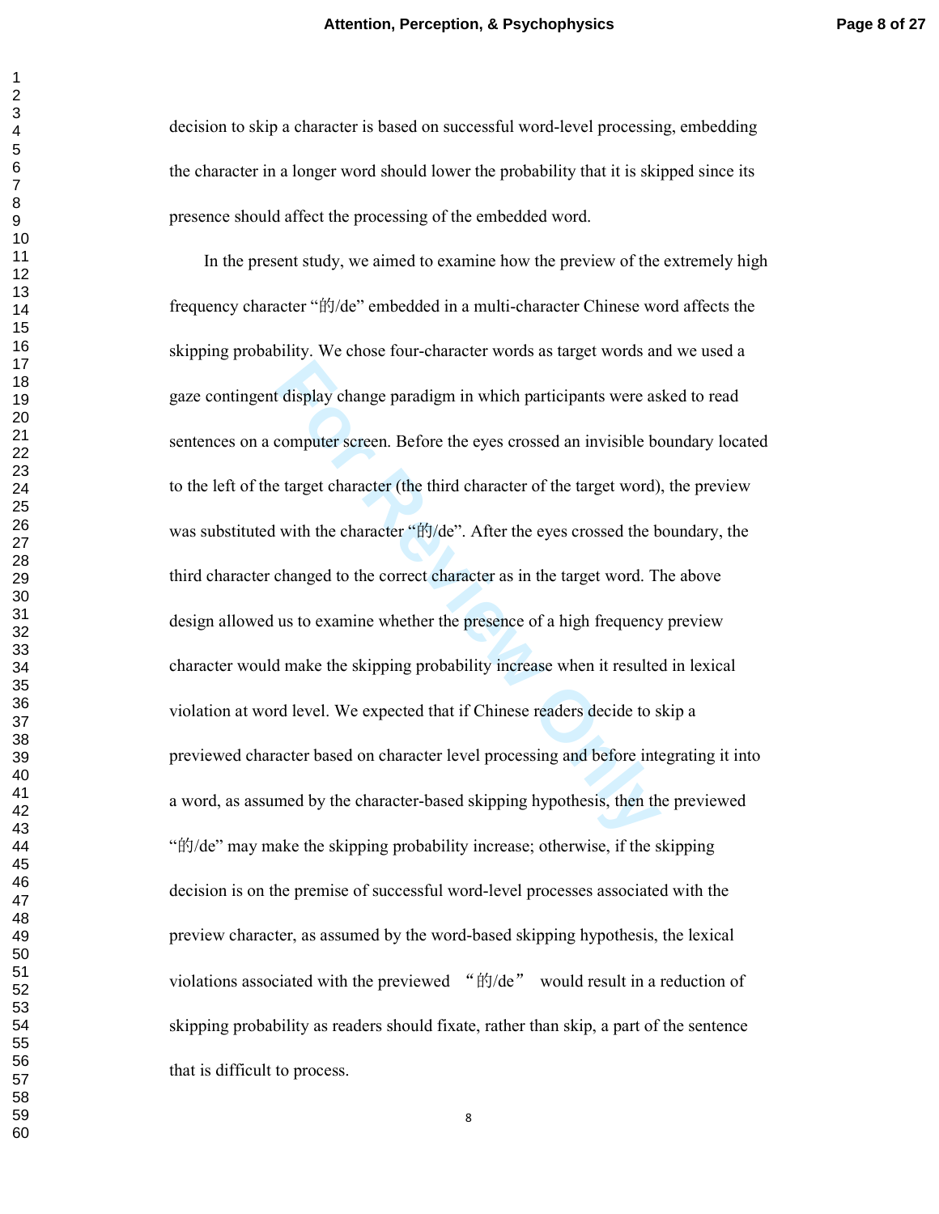decision to skip a character is based on successful word-level processing, embedding the character in a longer word should lower the probability that it is skipped since its presence should affect the processing of the embedded word.

In the present study, we aimed to examine how the preview of the extremely high frequency character "的/de" embedded in a multi-character Chinese word affects the skipping probability. We chose four-character words as target words and we used a gaze contingent display change paradigm in which participants were asked to read sentences on a computer screen. Before the eyes crossed an invisible boundary located to the left of the target character (the third character of the target word), the preview was substituted with the character "的/de". After the eyes crossed the boundary, the third character changed to the correct character as in the target word. The above design allowed us to examine whether the presence of a high frequency preview character would make the skipping probability increase when it resulted in lexical violation at word level. We expected that if Chinese readers decide to skip a previewed character based on character level processing and before integrating it into a word, as assumed by the character-based skipping hypothesis, then the previewed "的/de" may make the skipping probability increase; otherwise, if the skipping decision is on the premise of successful word-level processes associated with the preview character, as assumed by the word-based skipping hypothesis, the lexical violations associated with the previewed "的/de" would result in a reduction of skipping probability as readers should fixate, rather than skip, a part of the sentence that is difficult to process.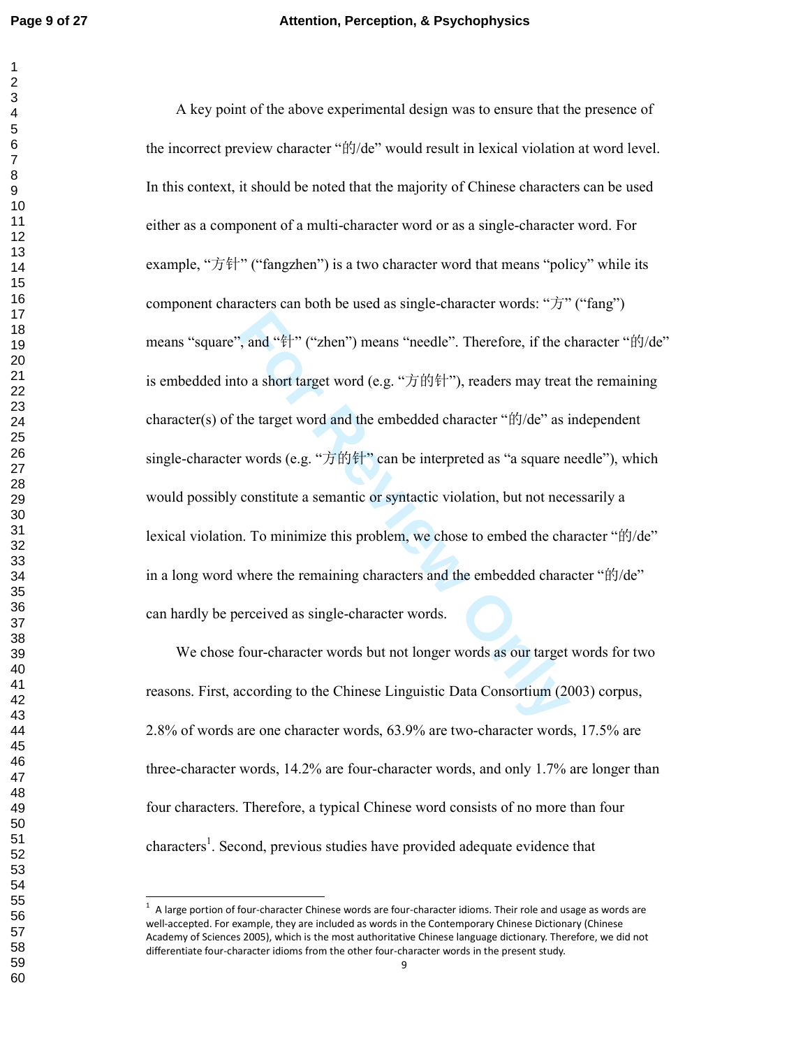A key point of the above experimental design was to ensure that the presence of the incorrect preview character "的/de" would result in lexical violation at word level. In this context, it should be noted that the majority of Chinese characters can be used either as a component of a multi-character word or as a single-character word. For example, "方针" ("fangzhen") is a two character word that means "policy" while its component characters can both be used as single-character words: "方" ("fang") means "square", and "针" ("zhen") means "needle". Therefore, if the character "的/de" is embedded into a short target word (e.g. "方的针"), readers may treat the remaining character(s) of the target word and the embedded character "的/de" as independent single-character words (e.g. "方的针" can be interpreted as "a square needle"), which would possibly constitute a semantic or syntactic violation, but not necessarily a lexical violation. To minimize this problem, we chose to embed the character "的/de" in a long word where the remaining characters and the embedded character "的/de" can hardly be perceived as single-character words.

We chose four-character words but not longer words as our target words for two reasons. First, according to the Chinese Linguistic Data Consortium (2003) corpus, 2.8% of words are one character words, 63.9% are two-character words, 17.5% are three-character words, 14.2% are four-character words, and only 1.7% are longer than four characters. Therefore, a typical Chinese word consists of no more than four characters[1]. Second, previous studies have provided adequate evidence that

[1] A large portion of four-character Chinese words are four-character idioms. Their role and usage as words are well-accepted. For example, they are included as words in the Contemporary Chinese Dictionary (Chinese Academy of Sciences 2005), which is the most authoritative Chinese language dictionary. Therefore, we did not differentiate four-character idioms from the other four-character words in the present study.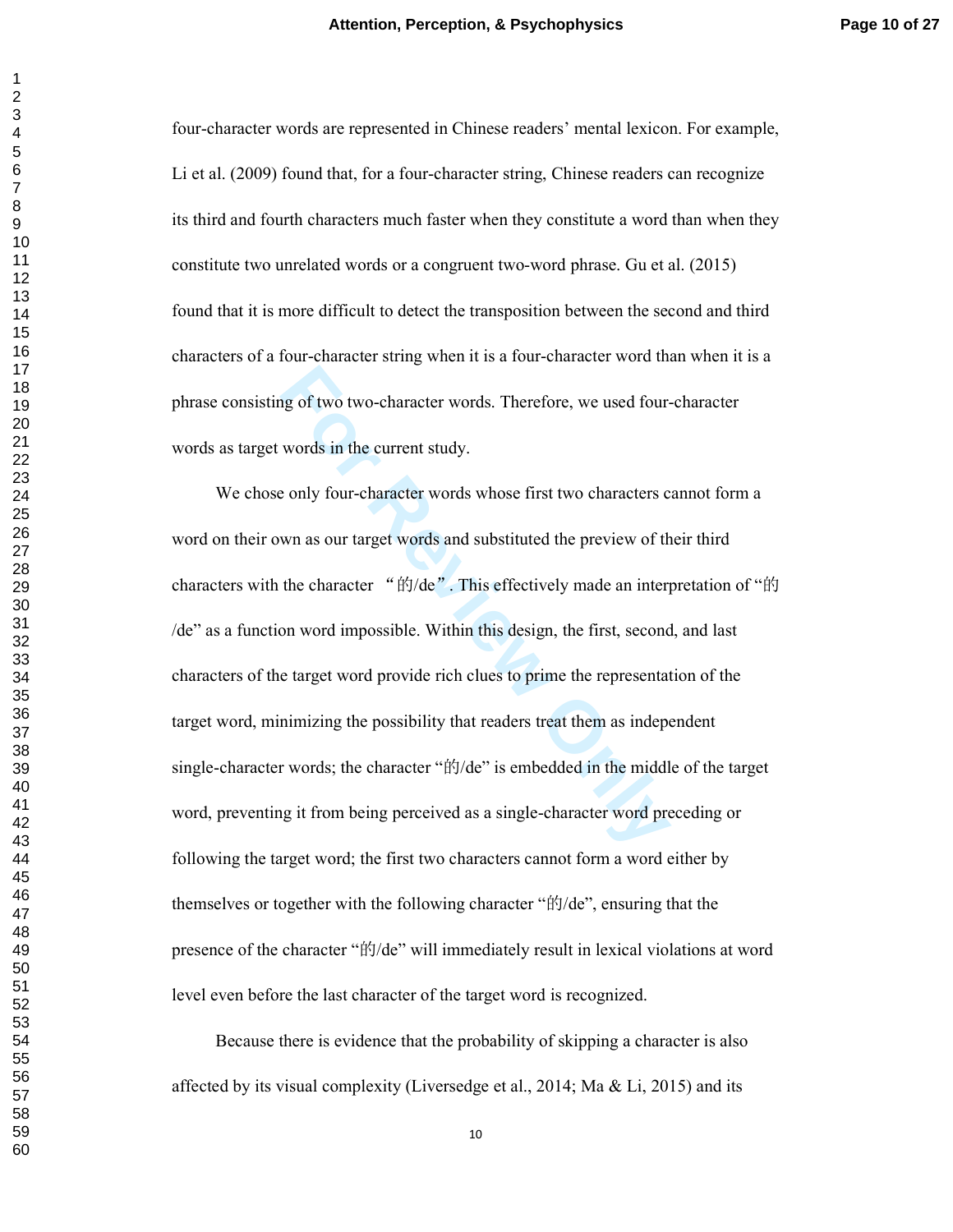four-character words are represented in Chinese readers' mental lexicon. For example, Li et al. (2009) found that, for a four-character string, Chinese readers can recognize its third and fourth characters much faster when they constitute a word than when they constitute two unrelated words or a congruent two-word phrase. Gu et al. (2015) found that it is more difficult to detect the transposition between the second and third characters of a four-character string when it is a four-character word than when it is a phrase consisting of two two-character words. Therefore, we used four-character words as target words in the current study.

We chose only four-character words whose first two characters cannot form a word on their own as our target words and substituted the preview of their third characters with the character "的/de". This effectively made an interpretation of "的/de" as a function word impossible. Within this design, the first, second, and last characters of the target word provide rich clues to prime the representation of the target word, minimizing the possibility that readers treat them as independent single-character words; the character "的/de" is embedded in the middle of the target word, preventing it from being perceived as a single-character word preceding or following the target word; the first two characters cannot form a word either by themselves or together with the following character "的/de", ensuring that the presence of the character "的/de" will immediately result in lexical violations at word level even before the last character of the target word is recognized.

Because there is evidence that the probability of skipping a character is also affected by its visual complexity (Liversedge et al., 2014; Ma & Li, 2015) and its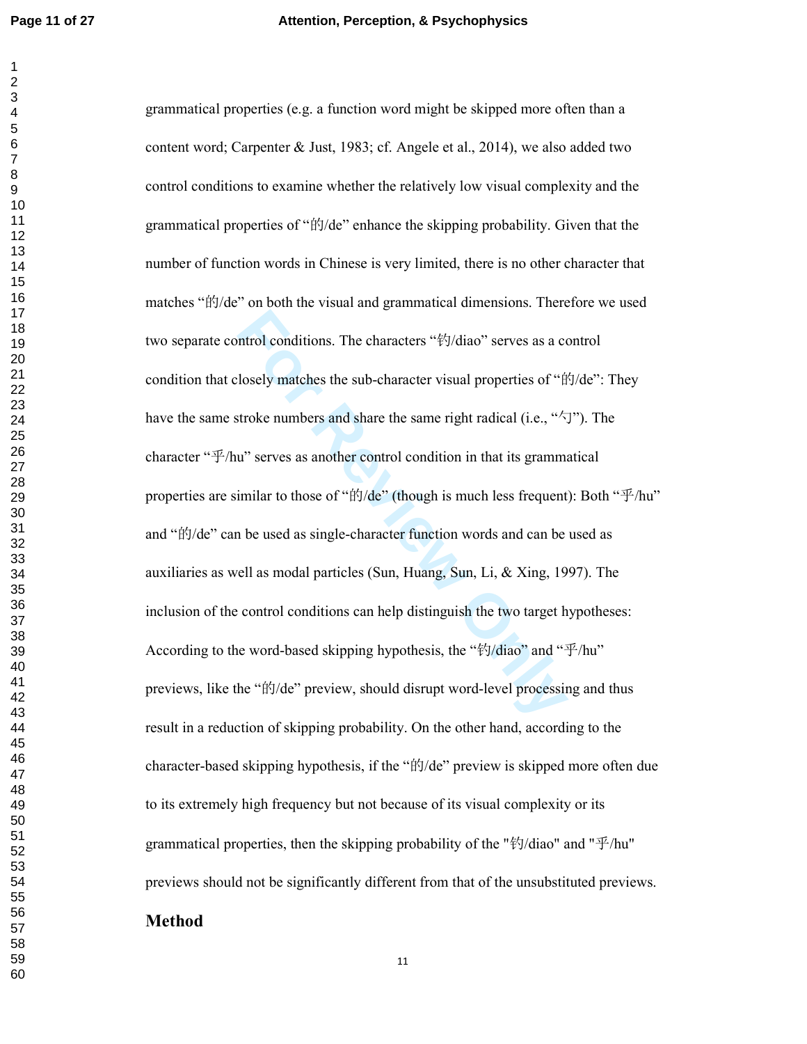grammatical properties (e.g. a function word might be skipped more often than a content word; Carpenter & Just, 1983; cf. Angele et al., 2014), we also added two control conditions to examine whether the relatively low visual complexity and the grammatical properties of "的/de" enhance the skipping probability. Given that the number of function words in Chinese is very limited, there is no other character that matches "的/de" on both the visual and grammatical dimensions. Therefore we used two separate control conditions. The characters "钓/diao" serves as a control condition that closely matches the sub-character visual properties of "的/de": They have the same stroke numbers and share the same right radical (i.e., "勺"). The character "乎/hu" serves as another control condition in that its grammatical properties are similar to those of "的/de" (though is much less frequent): Both "乎/hu" and "的/de" can be used as single-character function words and can be used as auxiliaries as well as modal particles (Sun, Huang, Sun, Li, & Xing, 1997). The inclusion of the control conditions can help distinguish the two target hypotheses: According to the word-based skipping hypothesis, the "钓/diao" and "乎/hu" previews, like the "的/de" preview, should disrupt word-level processing and thus result in a reduction of skipping probability. On the other hand, according to the character-based skipping hypothesis, if the "的/de" preview is skipped more often due to its extremely high frequency but not because of its visual complexity or its grammatical properties, then the skipping probability of the "钓/diao" and "乎/hu" previews should not be significantly different from that of the unsubstituted previews.

## Method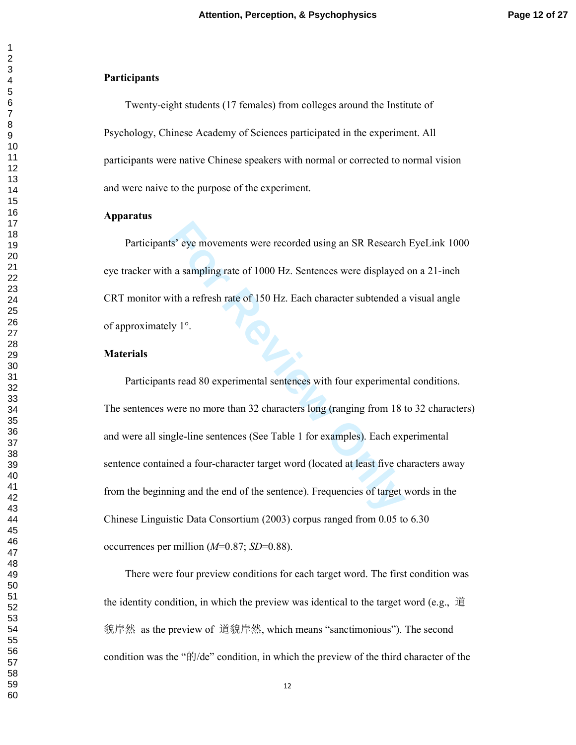**Participants**

Twenty-eight students (17 females) from colleges around the Institute of Psychology, Chinese Academy of Sciences participated in the experiment. All participants were native Chinese speakers with normal or corrected to normal vision and were naive to the purpose of the experiment.

**Apparatus**

Participants' eye movements were recorded using an SR Research EyeLink 1000 eye tracker with a sampling rate of 1000 Hz. Sentences were displayed on a 21-inch CRT monitor with a refresh rate of 150 Hz. Each character subtended a visual angle of approximately 1°.

**Materials**

Participants read 80 experimental sentences with four experimental conditions. The sentences were no more than 32 characters long (ranging from 18 to 32 characters) and were all single-line sentences (See Table 1 for examples). Each experimental sentence contained a four-character target word (located at least five characters away from the beginning and the end of the sentence). Frequencies of target words in the Chinese Linguistic Data Consortium (2003) corpus ranged from 0.05 to 6.30 occurrences per million (*M*=0.87; *SD*=0.88).

There were four preview conditions for each target word. The first condition was the identity condition, in which the preview was identical to the target word (e.g., 道貌岸然 as the preview of 道貌岸然, which means "sanctimonious"). The second condition was the "的/de" condition, in which the preview of the third character of the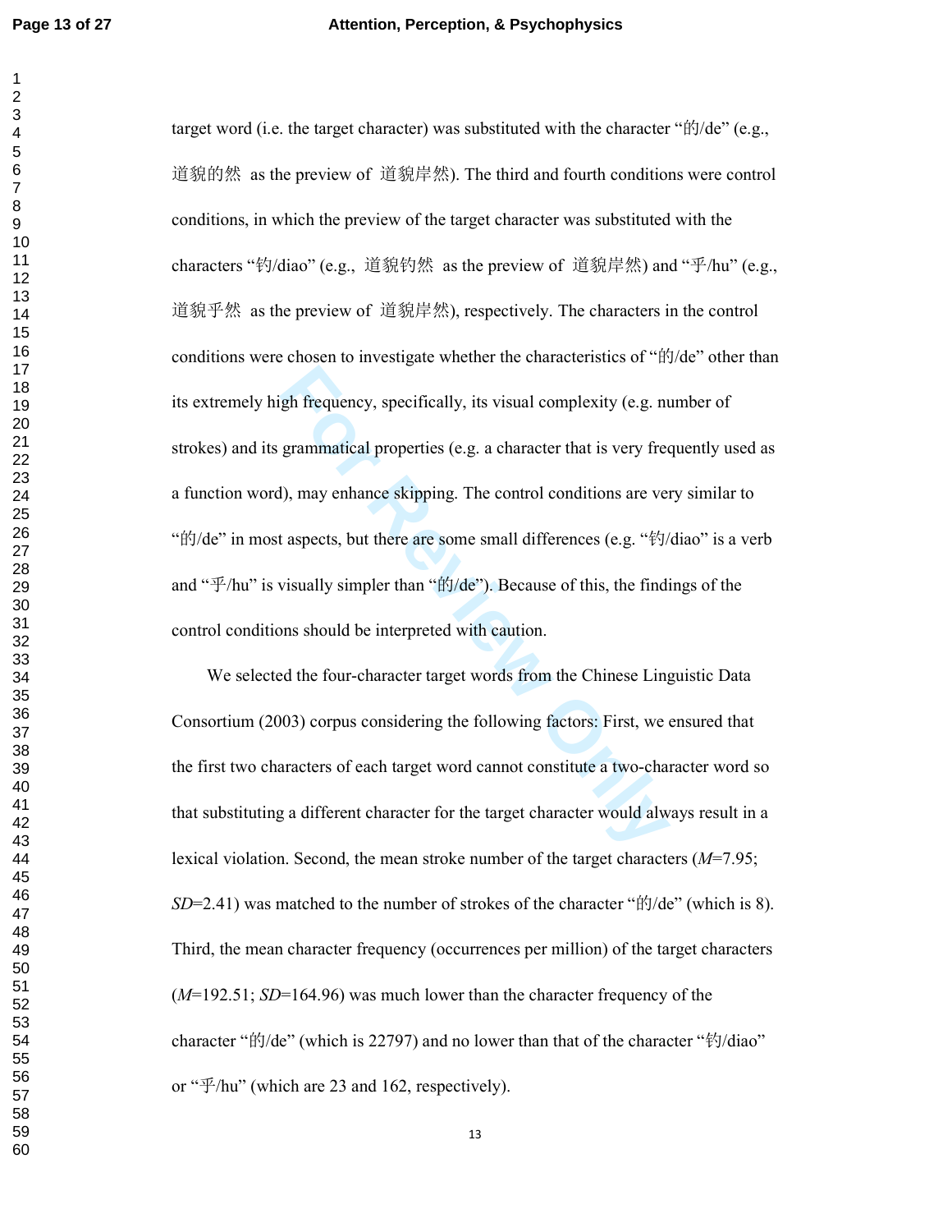target word (i.e. the target character) was substituted with the character "的/de" (e.g., 道貌的然 as the preview of 道貌岸然). The third and fourth conditions were control conditions, in which the preview of the target character was substituted with the characters "钓/diao" (e.g., 道貌钓然 as the preview of 道貌岸然) and "乎/hu" (e.g., 道貌乎然 as the preview of 道貌岸然), respectively. The characters in the control conditions were chosen to investigate whether the characteristics of "的/de" other than its extremely high frequency, specifically, its visual complexity (e.g. number of strokes) and its grammatical properties (e.g. a character that is very frequently used as a function word), may enhance skipping. The control conditions are very similar to "的/de" in most aspects, but there are some small differences (e.g. "钓/diao" is a verb and "乎/hu" is visually simpler than "的/de"). Because of this, the findings of the control conditions should be interpreted with caution.

We selected the four-character target words from the Chinese Linguistic Data Consortium (2003) corpus considering the following factors: First, we ensured that the first two characters of each target word cannot constitute a two-character word so that substituting a different character for the target character would always result in a lexical violation. Second, the mean stroke number of the target characters (*M*=7.95; *SD*=2.41) was matched to the number of strokes of the character "的/de" (which is 8). Third, the mean character frequency (occurrences per million) of the target characters (*M*=192.51; *SD*=164.96) was much lower than the character frequency of the character "的/de" (which is 22797) and no lower than that of the character "钓/diao" or "乎/hu" (which are 23 and 162, respectively).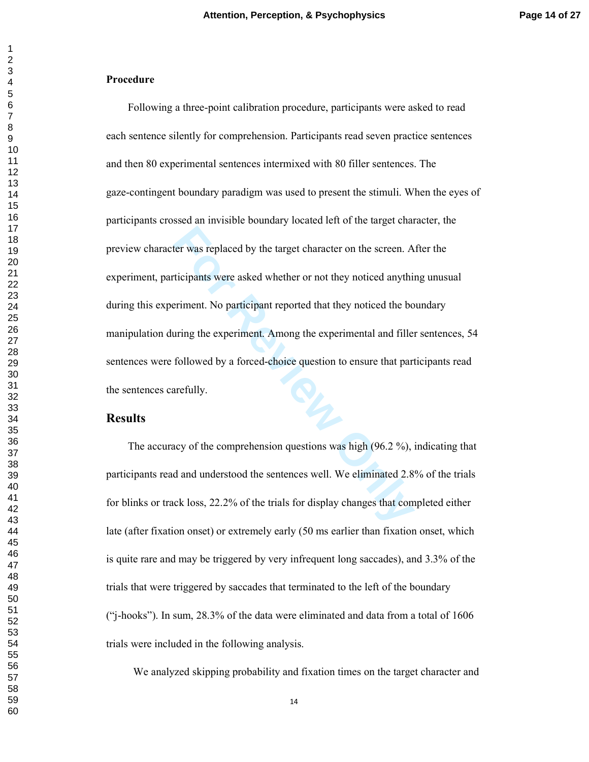**Procedure**

Following a three-point calibration procedure, participants were asked to read each sentence silently for comprehension. Participants read seven practice sentences and then 80 experimental sentences intermixed with 80 filler sentences. The gaze-contingent boundary paradigm was used to present the stimuli. When the eyes of participants crossed an invisible boundary located left of the target character, the preview character was replaced by the target character on the screen. After the experiment, participants were asked whether or not they noticed anything unusual during this experiment. No participant reported that they noticed the boundary manipulation during the experiment. Among the experimental and filler sentences, 54 sentences were followed by a forced-choice question to ensure that participants read the sentences carefully.

## Results

The accuracy of the comprehension questions was high (96.2 %), indicating that participants read and understood the sentences well. We eliminated 2.8% of the trials for blinks or track loss, 22.2% of the trials for display changes that completed either late (after fixation onset) or extremely early (50 ms earlier than fixation onset, which is quite rare and may be triggered by very infrequent long saccades), and 3.3% of the trials that were triggered by saccades that terminated to the left of the boundary ("j-hooks"). In sum, 28.3% of the data were eliminated and data from a total of 1606 trials were included in the following analysis.

We analyzed skipping probability and fixation times on the target character and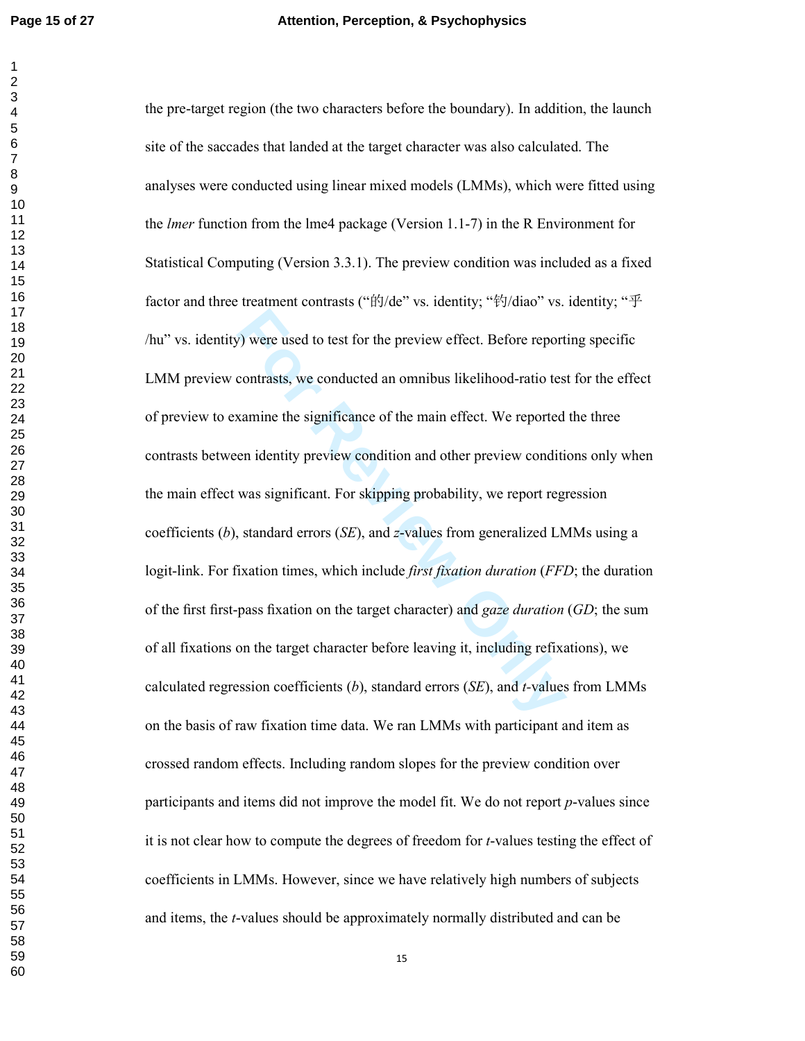the pre-target region (the two characters before the boundary). In addition, the launch site of the saccades that landed at the target character was also calculated. The analyses were conducted using linear mixed models (LMMs), which were fitted using the *lmer* function from the lme4 package (Version 1.1-7) in the R Environment for Statistical Computing (Version 3.3.1). The preview condition was included as a fixed factor and three treatment contrasts ("的/de" vs. identity; "钓/diao" vs. identity; "乎/hu" vs. identity) were used to test for the preview effect. Before reporting specific LMM preview contrasts, we conducted an omnibus likelihood-ratio test for the effect of preview to examine the significance of the main effect. We reported the three contrasts between identity preview condition and other preview conditions only when the main effect was significant. For skipping probability, we report regression coefficients (*b*), standard errors (*SE*), and *z*-values from generalized LMMs using a logit-link. For fixation times, which include *first fixation duration* (*FFD*; the duration of the first first-pass fixation on the target character) and *gaze duration* (*GD*; the sum of all fixations on the target character before leaving it, including refixations), we calculated regression coefficients (*b*), standard errors (*SE*), and *t*-values from LMMs on the basis of raw fixation time data. We ran LMMs with participant and item as crossed random effects. Including random slopes for the preview condition over participants and items did not improve the model fit. We do not report *p*-values since it is not clear how to compute the degrees of freedom for *t*-values testing the effect of coefficients in LMMs. However, since we have relatively high numbers of subjects and items, the *t*-values should be approximately normally distributed and can be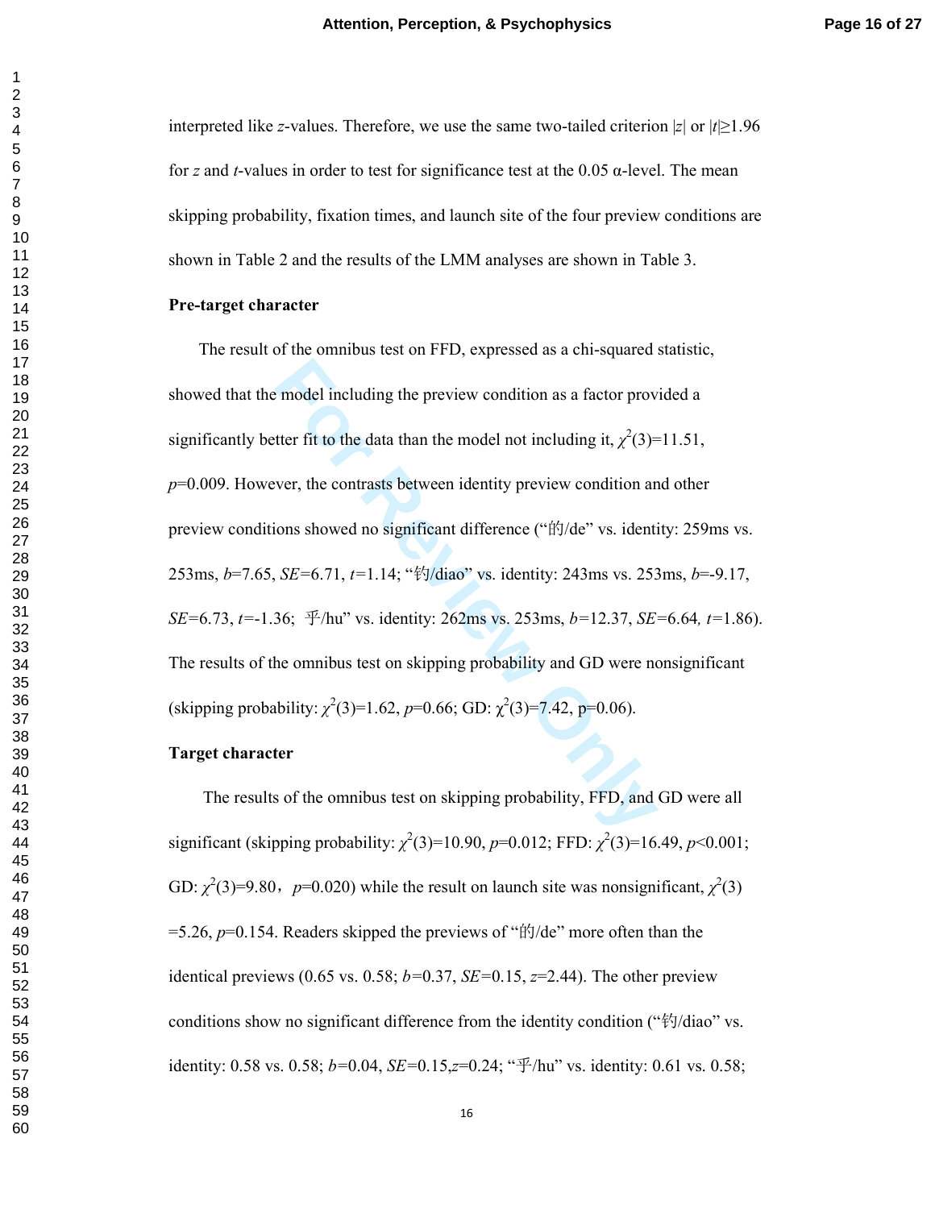interpreted like *z*-values. Therefore, we use the same two-tailed criterion $|z|$ or $|t| \geq 1.96$ for *z* and *t*-values in order to test for significance test at the 0.05 α-level. The mean skipping probability, fixation times, and launch site of the four preview conditions are shown in Table 2 and the results of the LMM analyses are shown in Table 3.

**Pre-target character**

The result of the omnibus test on FFD, expressed as a chi-squared statistic, showed that the model including the preview condition as a factor provided a significantly better fit to the data than the model not including it, $\chi^2(3)=11.51$, $p=0.009$. However, the contrasts between identity preview condition and other preview conditions showed no significant difference ("的/de" vs. identity: 259ms vs. 253ms, $b=7.65$, $SE=6.71$, $t=1.14$; "钓/diao" vs. identity: 243ms vs. 253ms, $b=-9.17$, $SE=6.73$, $t=-1.36$; 乎/hu" vs. identity: 262ms vs. 253ms, $b=12.37$, $SE=6.64$, $t=1.86$). The results of the omnibus test on skipping probability and GD were nonsignificant (skipping probability: $\chi^2(3)=1.62$, $p=0.66$; GD: $\chi^2(3)=7.42$, $p=0.06$).

**Target character**

The results of the omnibus test on skipping probability, FFD, and GD were all significant (skipping probability: $\chi^2(3)=10.90$, $p=0.012$; FFD: $\chi^2(3)=16.49$, $p<0.001$; GD: $\chi^2(3)=9.80$，$p=0.020$) while the result on launch site was nonsignificant, $\chi^2(3)=5.26$, $p=0.154$. Readers skipped the previews of "的/de" more often than the identical previews (0.65 vs. 0.58; $b=0.37$, $SE=0.15$, $z=2.44$). The other preview conditions show no significant difference from the identity condition ("钓/diao" vs. identity: 0.58 vs. 0.58; $b=0.04$, $SE=0.15$, $z=0.24$; "乎/hu" vs. identity: 0.61 vs. 0.58;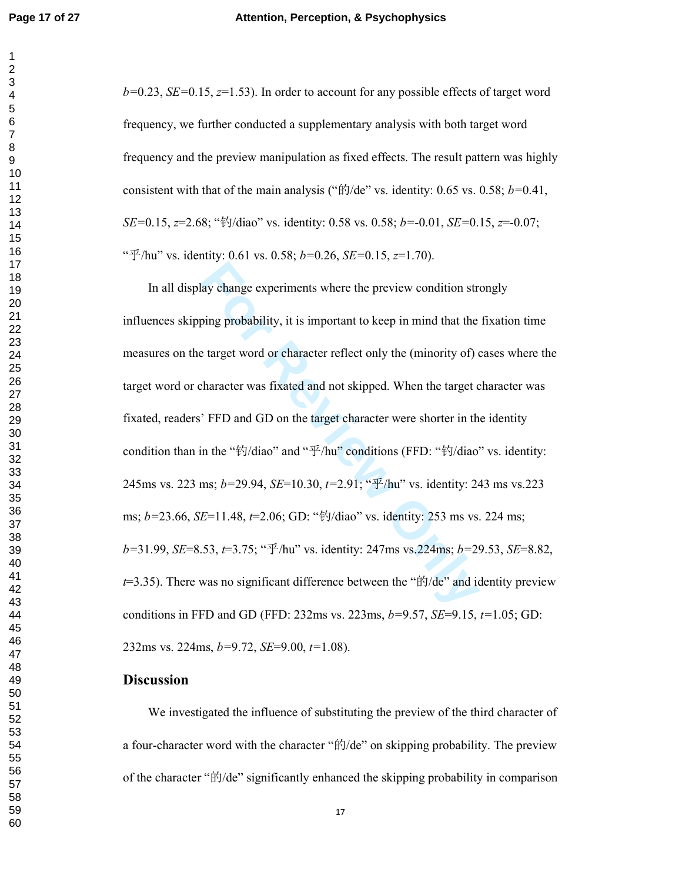$b$=0.23, $SE$=0.15, $z$=1.53). In order to account for any possible effects of target word frequency, we further conducted a supplementary analysis with both target word frequency and the preview manipulation as fixed effects. The result pattern was highly consistent with that of the main analysis (“的/de” vs. identity: 0.65 vs. 0.58; $b$=0.41, $SE$=0.15, $z$=2.68; “钓/diao” vs. identity: 0.58 vs. 0.58; $b$=-0.01, $SE$=0.15, $z$=-0.07; “乎/hu” vs. identity: 0.61 vs. 0.58; $b$=0.26, $SE$=0.15, $z$=1.70).

In all display change experiments where the preview condition strongly influences skipping probability, it is important to keep in mind that the fixation time measures on the target word or character reflect only the (minority of) cases where the target word or character was fixated and not skipped. When the target character was fixated, readers' FFD and GD on the target character were shorter in the identity condition than in the “钓/diao” and “乎/hu” conditions (FFD: “钓/diao” vs. identity: 245ms vs. 223 ms; $b$=29.94, $SE$=10.30, $t$=2.91; “乎/hu” vs. identity: 243 ms vs.223 ms; $b$=23.66, $SE$=11.48, $t$=2.06; GD: “钓/diao” vs. identity: 253 ms vs. 224 ms; $b$=31.99, $SE$=8.53, $t$=3.75; “乎/hu” vs. identity: 247ms vs.224ms; $b$=29.53, $SE$=8.82, $t$=3.35). There was no significant difference between the “的/de” and identity preview conditions in FFD and GD (FFD: 232ms vs. 223ms, $b$=9.57, $SE$=9.15, $t$=1.05; GD: 232ms vs. 224ms, $b$=9.72, $SE$=9.00, $t$=1.08).

## Discussion

We investigated the influence of substituting the preview of the third character of a four-character word with the character “的/de” on skipping probability. The preview of the character “的/de” significantly enhanced the skipping probability in comparison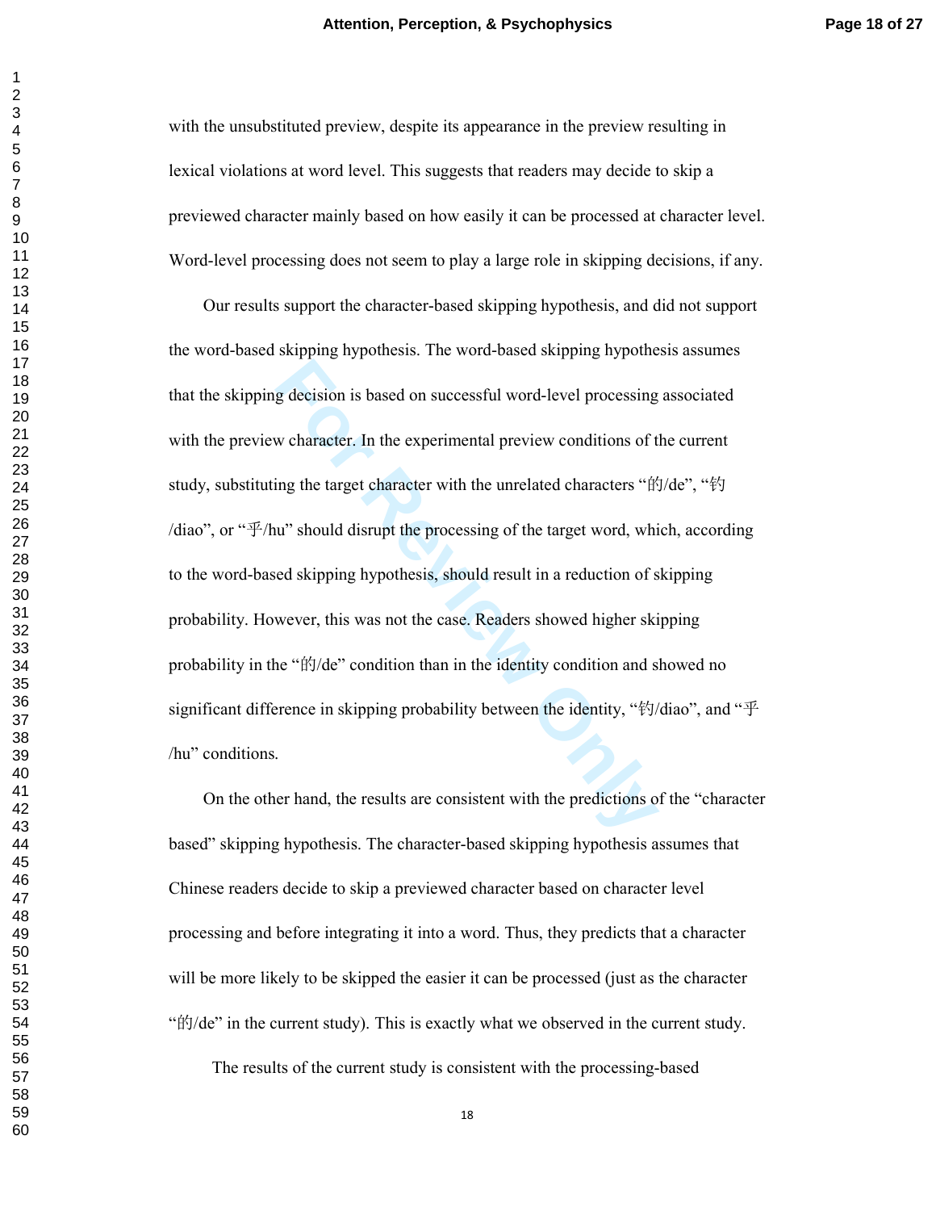with the unsubstituted preview, despite its appearance in the preview resulting in lexical violations at word level. This suggests that readers may decide to skip a previewed character mainly based on how easily it can be processed at character level. Word-level processing does not seem to play a large role in skipping decisions, if any.

Our results support the character-based skipping hypothesis, and did not support the word-based skipping hypothesis. The word-based skipping hypothesis assumes that the skipping decision is based on successful word-level processing associated with the preview character. In the experimental preview conditions of the current study, substituting the target character with the unrelated characters "的/de", "钓/diao", or "乎/hu" should disrupt the processing of the target word, which, according to the word-based skipping hypothesis, should result in a reduction of skipping probability. However, this was not the case. Readers showed higher skipping probability in the "的/de" condition than in the identity condition and showed no significant difference in skipping probability between the identity, "钓/diao", and "乎/hu" conditions.

On the other hand, the results are consistent with the predictions of the "character based" skipping hypothesis. The character-based skipping hypothesis assumes that Chinese readers decide to skip a previewed character based on character level processing and before integrating it into a word. Thus, they predicts that a character will be more likely to be skipped the easier it can be processed (just as the character "的/de" in the current study). This is exactly what we observed in the current study.

The results of the current study is consistent with the processing-based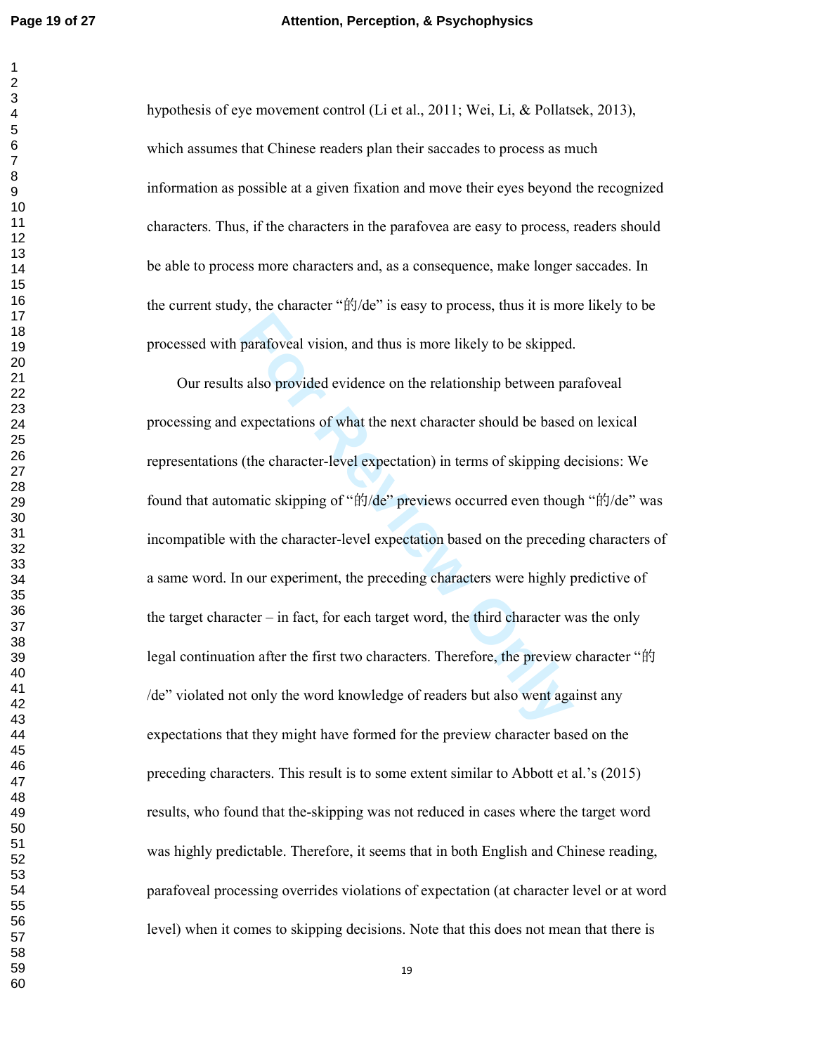hypothesis of eye movement control (Li et al., 2011; Wei, Li, & Pollatsek, 2013), which assumes that Chinese readers plan their saccades to process as much information as possible at a given fixation and move their eyes beyond the recognized characters. Thus, if the characters in the parafovea are easy to process, readers should be able to process more characters and, as a consequence, make longer saccades. In the current study, the character "的/de" is easy to process, thus it is more likely to be processed with parafoveal vision, and thus is more likely to be skipped.

Our results also provided evidence on the relationship between parafoveal processing and expectations of what the next character should be based on lexical representations (the character-level expectation) in terms of skipping decisions: We found that automatic skipping of "的/de" previews occurred even though "的/de" was incompatible with the character-level expectation based on the preceding characters of a same word. In our experiment, the preceding characters were highly predictive of the target character – in fact, for each target word, the third character was the only legal continuation after the first two characters. Therefore, the preview character "的/de" violated not only the word knowledge of readers but also went against any expectations that they might have formed for the preview character based on the preceding characters. This result is to some extent similar to Abbott et al.'s (2015) results, who found that the-skipping was not reduced in cases where the target word was highly predictable. Therefore, it seems that in both English and Chinese reading, parafoveal processing overrides violations of expectation (at character level or at word level) when it comes to skipping decisions. Note that this does not mean that there is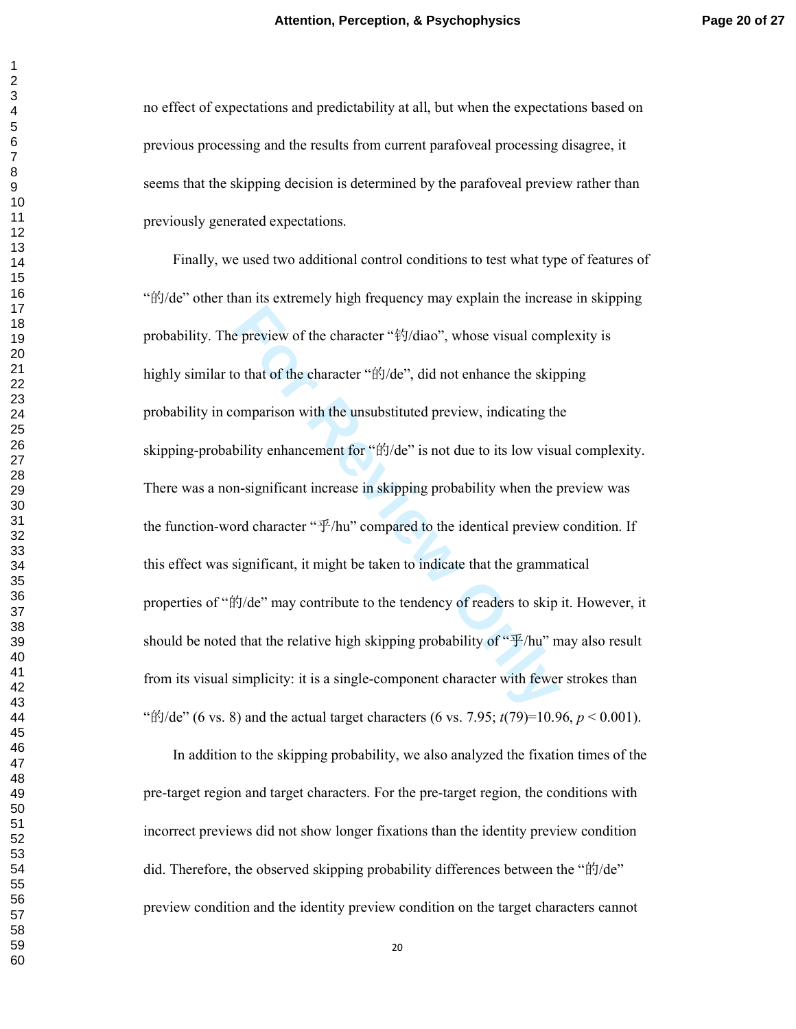no effect of expectations and predictability at all, but when the expectations based on previous processing and the results from current parafoveal processing disagree, it seems that the skipping decision is determined by the parafoveal preview rather than previously generated expectations.

Finally, we used two additional control conditions to test what type of features of “的/de” other than its extremely high frequency may explain the increase in skipping probability. The preview of the character “钓/diao”, whose visual complexity is highly similar to that of the character “的/de”, did not enhance the skipping probability in comparison with the unsubstituted preview, indicating the skipping-probability enhancement for “的/de” is not due to its low visual complexity. There was a non-significant increase in skipping probability when the preview was the function-word character “乎/hu” compared to the identical preview condition. If this effect was significant, it might be taken to indicate that the grammatical properties of “的/de” may contribute to the tendency of readers to skip it. However, it should be noted that the relative high skipping probability of “乎/hu” may also result from its visual simplicity: it is a single-component character with fewer strokes than “的/de” (6 vs. 8) and the actual target characters (6 vs. 7.95; $t(79)=10.96$, $p < 0.001$).

In addition to the skipping probability, we also analyzed the fixation times of the pre-target region and target characters. For the pre-target region, the conditions with incorrect previews did not show longer fixations than the identity preview condition did. Therefore, the observed skipping probability differences between the “的/de” preview condition and the identity preview condition on the target characters cannot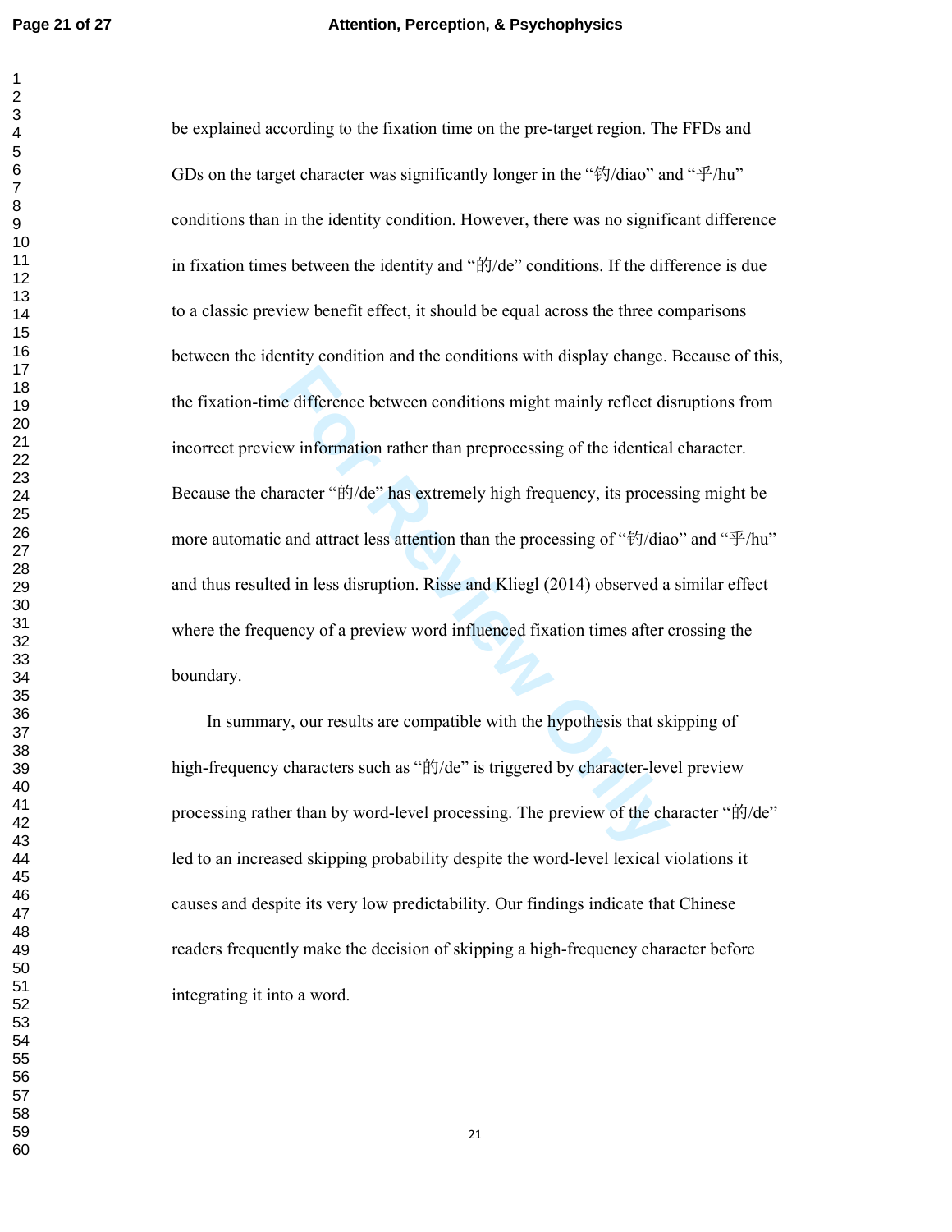be explained according to the fixation time on the pre-target region. The FFDs and GDs on the target character was significantly longer in the "钓/diao" and "乎/hu" conditions than in the identity condition. However, there was no significant difference in fixation times between the identity and "的/de" conditions. If the difference is due to a classic preview benefit effect, it should be equal across the three comparisons between the identity condition and the conditions with display change. Because of this, the fixation-time difference between conditions might mainly reflect disruptions from incorrect preview information rather than preprocessing of the identical character. Because the character "的/de" has extremely high frequency, its processing might be more automatic and attract less attention than the processing of "钓/diao" and "乎/hu" and thus resulted in less disruption. Risse and Kliegl (2014) observed a similar effect where the frequency of a preview word influenced fixation times after crossing the boundary.

In summary, our results are compatible with the hypothesis that skipping of high-frequency characters such as "的/de" is triggered by character-level preview processing rather than by word-level processing. The preview of the character "的/de" led to an increased skipping probability despite the word-level lexical violations it causes and despite its very low predictability. Our findings indicate that Chinese readers frequently make the decision of skipping a high-frequency character before integrating it into a word.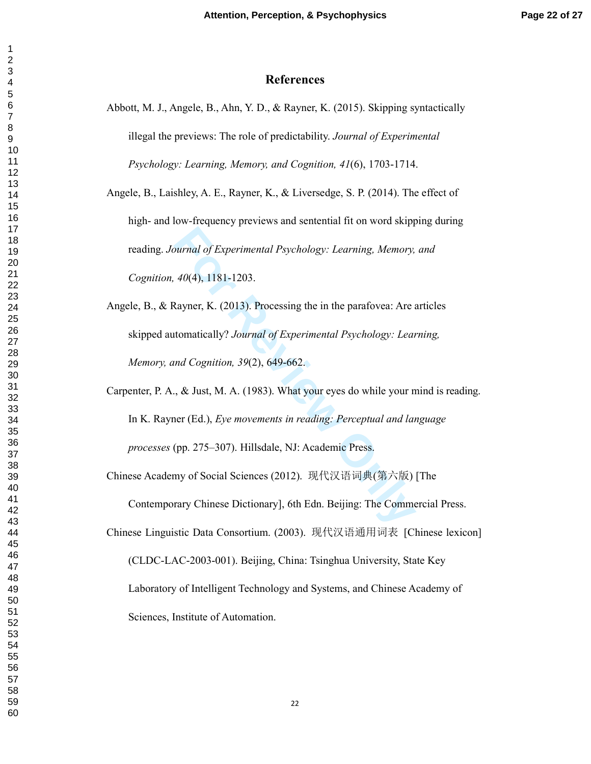# References

Abbott, M. J., Angele, B., Ahn, Y. D., & Rayner, K. (2015). Skipping syntactically illegal the previews: The role of predictability. *Journal of Experimental Psychology: Learning, Memory, and Cognition, 41*(6), 1703-1714.

Angele, B., Laishley, A. E., Rayner, K., & Liversedge, S. P. (2014). The effect of high- and low-frequency previews and sentential fit on word skipping during reading. *Journal of Experimental Psychology: Learning, Memory, and Cognition, 40*(4), 1181-1203.

Angele, B., & Rayner, K. (2013). Processing the in the parafovea: Are articles skipped automatically? *Journal of Experimental Psychology: Learning, Memory, and Cognition, 39*(2), 649-662.

Carpenter, P. A., & Just, M. A. (1983). What your eyes do while your mind is reading. In K. Rayner (Ed.), *Eye movements in reading: Perceptual and language processes* (pp. 275–307). Hillsdale, NJ: Academic Press.

Chinese Academy of Social Sciences (2012). 现代汉语词典(第六版) [The Contemporary Chinese Dictionary], 6th Edn. Beijing: The Commercial Press.

Chinese Linguistic Data Consortium. (2003). 现代汉语通用词表 [Chinese lexicon] (CLDC-LAC-2003-001). Beijing, China: Tsinghua University, State Key Laboratory of Intelligent Technology and Systems, and Chinese Academy of Sciences, Institute of Automation.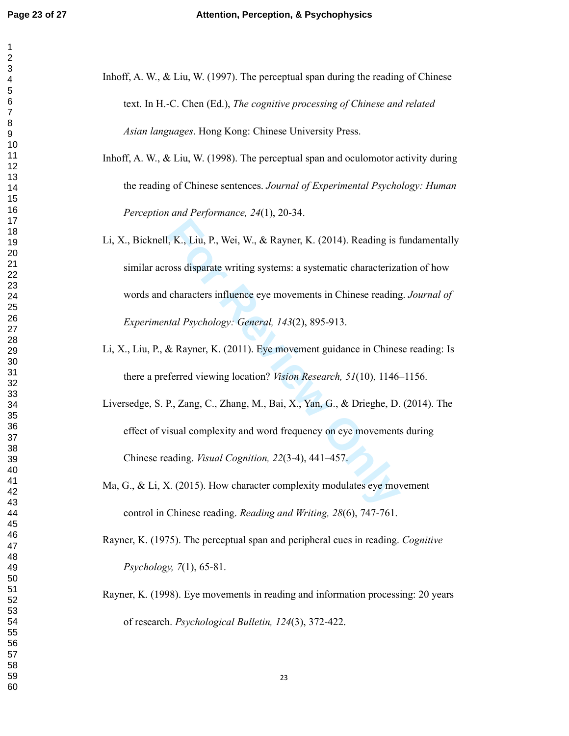Inhoff, A. W., & Liu, W. (1997). The perceptual span during the reading of Chinese text. In H.-C. Chen (Ed.), *The cognitive processing of Chinese and related Asian languages*. Hong Kong: Chinese University Press.

Inhoff, A. W., & Liu, W. (1998). The perceptual span and oculomotor activity during the reading of Chinese sentences. *Journal of Experimental Psychology: Human Perception and Performance, 24*(1), 20-34.

Li, X., Bicknell, K., Liu, P., Wei, W., & Rayner, K. (2014). Reading is fundamentally similar across disparate writing systems: a systematic characterization of how words and characters influence eye movements in Chinese reading. *Journal of Experimental Psychology: General, 143*(2), 895-913.

Li, X., Liu, P., & Rayner, K. (2011). Eye movement guidance in Chinese reading: Is there a preferred viewing location? *Vision Research, 51*(10), 1146–1156.

Liversedge, S. P., Zang, C., Zhang, M., Bai, X., Yan, G., & Drieghe, D. (2014). The effect of visual complexity and word frequency on eye movements during Chinese reading. *Visual Cognition, 22*(3-4), 441–457.

Ma, G., & Li, X. (2015). How character complexity modulates eye movement control in Chinese reading. *Reading and Writing, 28*(6), 747-761.

Rayner, K. (1975). The perceptual span and peripheral cues in reading. *Cognitive Psychology, 7*(1), 65-81.

Rayner, K. (1998). Eye movements in reading and information processing: 20 years of research. *Psychological Bulletin, 124*(3), 372-422.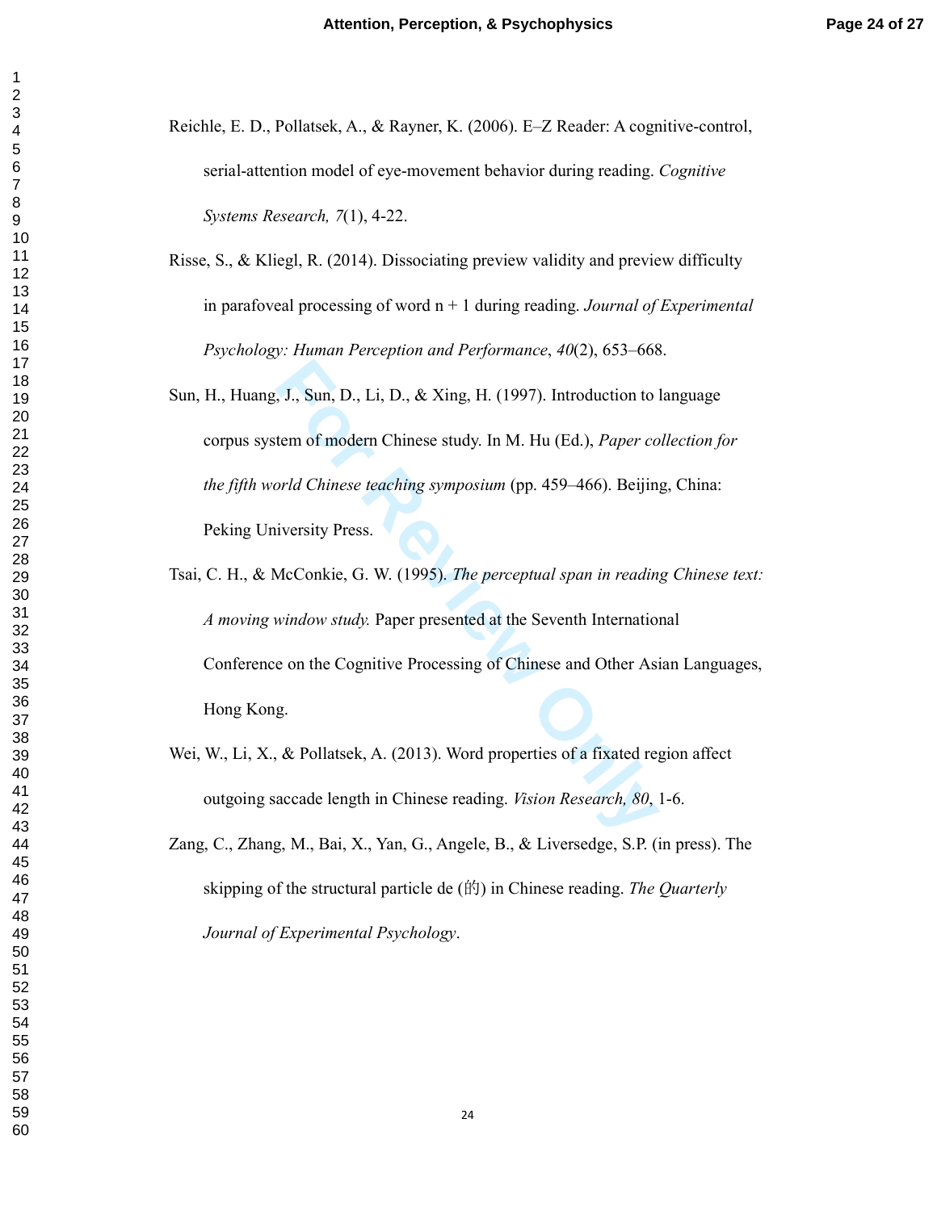Reichle, E. D., Pollatsek, A., & Rayner, K. (2006). E–Z Reader: A cognitive-control, serial-attention model of eye-movement behavior during reading. *Cognitive Systems Research, 7*(1), 4-22.

Risse, S., & Kliegl, R. (2014). Dissociating preview validity and preview difficulty in parafoveal processing of word n + 1 during reading. *Journal of Experimental Psychology: Human Perception and Performance*, *40*(2), 653–668.

Sun, H., Huang, J., Sun, D., Li, D., & Xing, H. (1997). Introduction to language corpus system of modern Chinese study. In M. Hu (Ed.), *Paper collection for the fifth world Chinese teaching symposium* (pp. 459–466). Beijing, China: Peking University Press.

Tsai, C. H., & McConkie, G. W. (1995). *The perceptual span in reading Chinese text: A moving window study.* Paper presented at the Seventh International Conference on the Cognitive Processing of Chinese and Other Asian Languages, Hong Kong.

Wei, W., Li, X., & Pollatsek, A. (2013). Word properties of a fixated region affect outgoing saccade length in Chinese reading. *Vision Research, 80*, 1-6.

Zang, C., Zhang, M., Bai, X., Yan, G., Angele, B., & Liversedge, S.P. (in press). The skipping of the structural particle de (的) in Chinese reading. *The Quarterly Journal of Experimental Psychology*.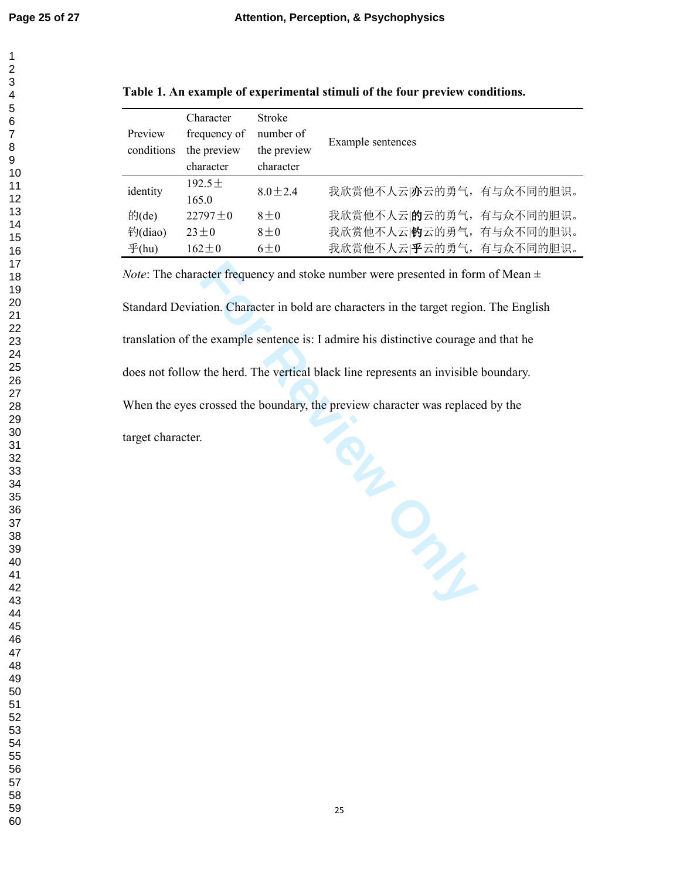**Table 1. An example of experimental stimuli of the four preview conditions.**

| Preview conditions | Character frequency of the preview character | Stroke number of the preview character | Example sentences |
|---|---|---|---|
| identity | 192.5±165.0 | 8.0±2.4 | 我欣赏他不人云\|**亦**云的勇气，有与众不同的胆识。 |
| 的(de) | 22797±0 | 8±0 | 我欣赏他不人云\|**的**云的勇气，有与众不同的胆识。 |
| 钓(diao) | 23±0 | 8±0 | 我欣赏他不人云\|**钓**云的勇气，有与众不同的胆识。 |
| 乎(hu) | 162±0 | 6±0 | 我欣赏他不人云\|**乎**云的勇气，有与众不同的胆识。 |

*Note*: The character frequency and stoke number were presented in form of Mean ± Standard Deviation. Character in bold are characters in the target region. The English translation of the example sentence is: I admire his distinctive courage and that he does not follow the herd. The vertical black line represents an invisible boundary. When the eyes crossed the boundary, the preview character was replaced by the target character.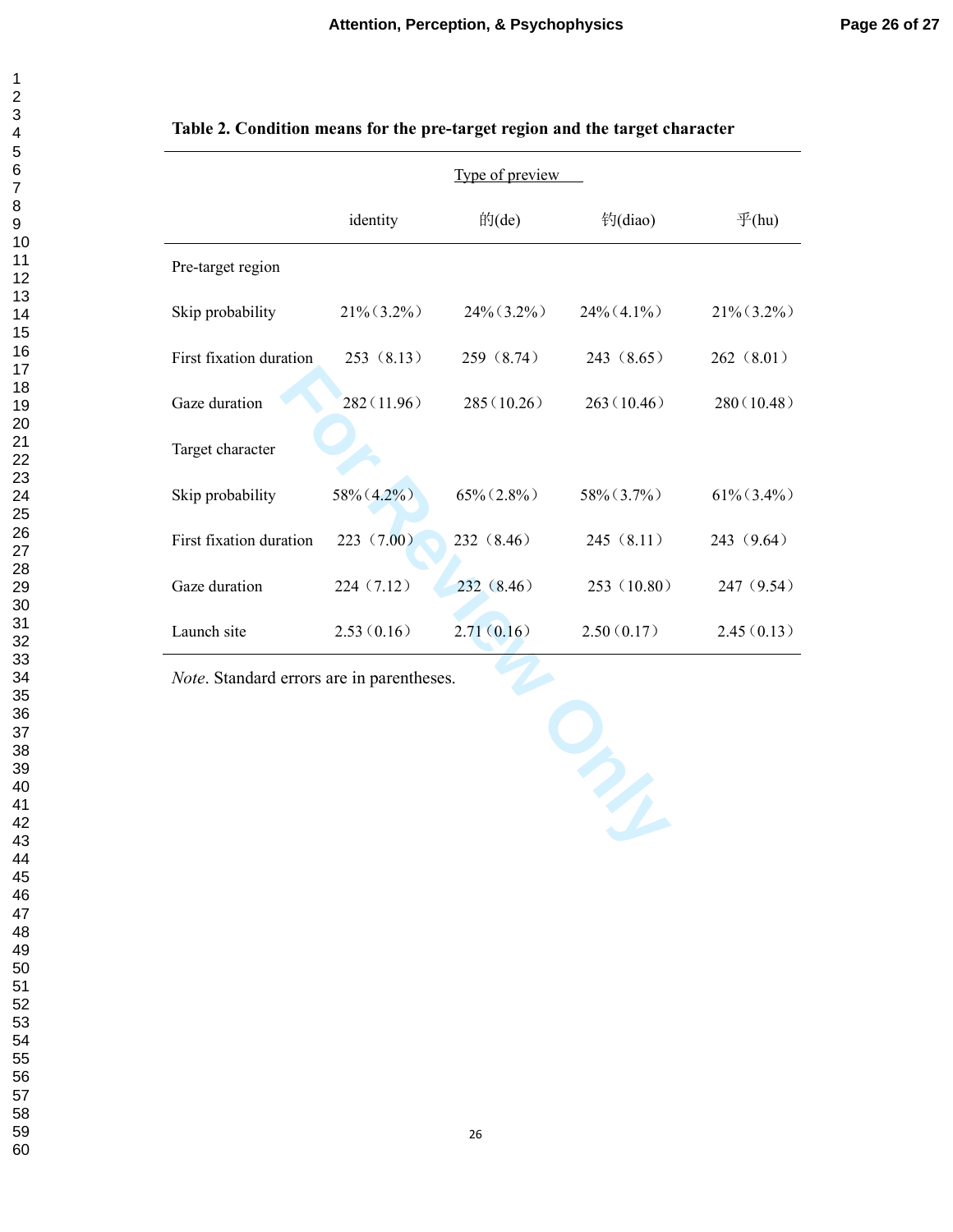**Table 2. Condition means for the pre-target region and the target character**

| | Type of preview | | | |
|---|---|---|---|---|
| | identity | 的(de) | 钓(diao) | 乎(hu) |
| Pre-target region | | | | |
| Skip probability | 21%（3.2%） | 24%（3.2%） | 24%（4.1%） | 21%（3.2%） |
| First fixation duration | 253（8.13） | 259（8.74） | 243（8.65） | 262（8.01） |
| Gaze duration | 282（11.96） | 285（10.26） | 263（10.46） | 280（10.48） |
| Target character | | | | |
| Skip probability | 58%（4.2%） | 65%（2.8%） | 58%（3.7%） | 61%（3.4%） |
| First fixation duration | 223（7.00） | 232（8.46） | 245（8.11） | 243（9.64） |
| Gaze duration | 224（7.12） | 232（8.46） | 253（10.80） | 247（9.54） |
| Launch site | 2.53（0.16） | 2.71（0.16） | 2.50（0.17） | 2.45（0.13） |

*Note*. Standard errors are in parentheses.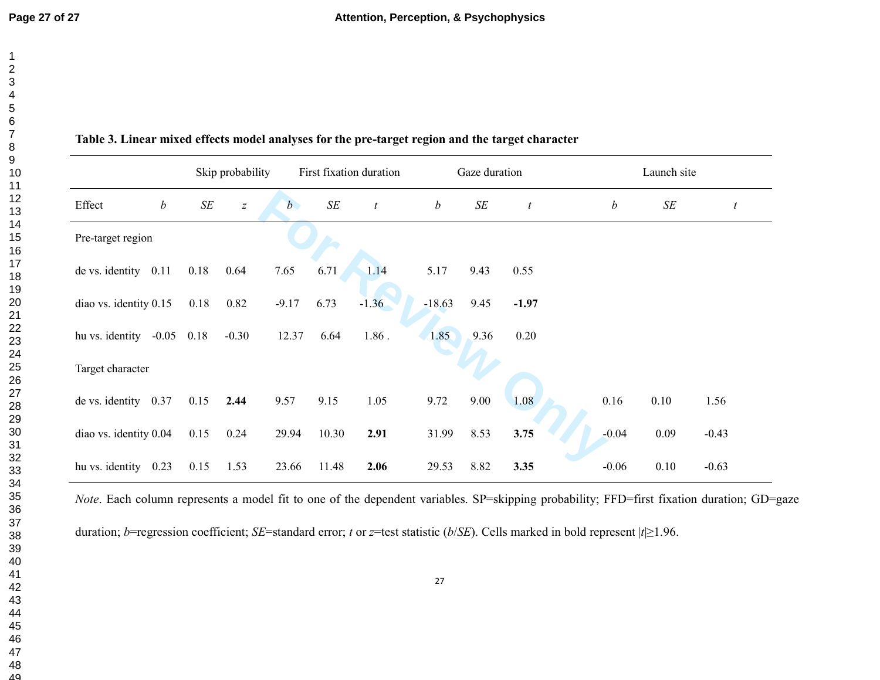**Table 3. Linear mixed effects model analyses for the pre-target region and the target character**

| | Skip probability | | | First fixation duration | | | Gaze duration | | | Launch site | | |
|---|---|---|---|---|---|---|---|---|---|---|---|---|
| Effect | *b* | *SE* | *z* | *b* | *SE* | *t* | *b* | *SE* | *t* | *b* | *SE* | *t* |
| Pre-target region | | | | | | | | | | | | |
| de vs. identity | 0.11 | 0.18 | 0.64 | 7.65 | 6.71 | 1.14 | 5.17 | 9.43 | 0.55 | | | |
| diao vs. identity | 0.15 | 0.18 | 0.82 | -9.17 | 6.73 | -1.36 | -18.63 | 9.45 | **-1.97** | | | |
| hu vs. identity | -0.05 | 0.18 | -0.30 | 12.37 | 6.64 | 1.86 . | 1.85 | 9.36 | 0.20 | | | |
| Target character | | | | | | | | | | | | |
| de vs. identity | 0.37 | 0.15 | **2.44** | 9.57 | 9.15 | 1.05 | 9.72 | 9.00 | 1.08 | 0.16 | 0.10 | 1.56 |
| diao vs. identity | 0.04 | 0.15 | 0.24 | 29.94 | 10.30 | **2.91** | 31.99 | 8.53 | **3.75** | -0.04 | 0.09 | -0.43 |
| hu vs. identity | 0.23 | 0.15 | 1.53 | 23.66 | 11.48 | **2.06** | 29.53 | 8.82 | **3.35** | -0.06 | 0.10 | -0.63 |

*Note*. Each column represents a model fit to one of the dependent variables. SP=skipping probability; FFD=first fixation duration; GD=gaze duration; *b*=regression coefficient; *SE*=standard error; *t* or *z*=test statistic (*b*/*SE*). Cells marked in bold represent $|t| \geq 1.96$.